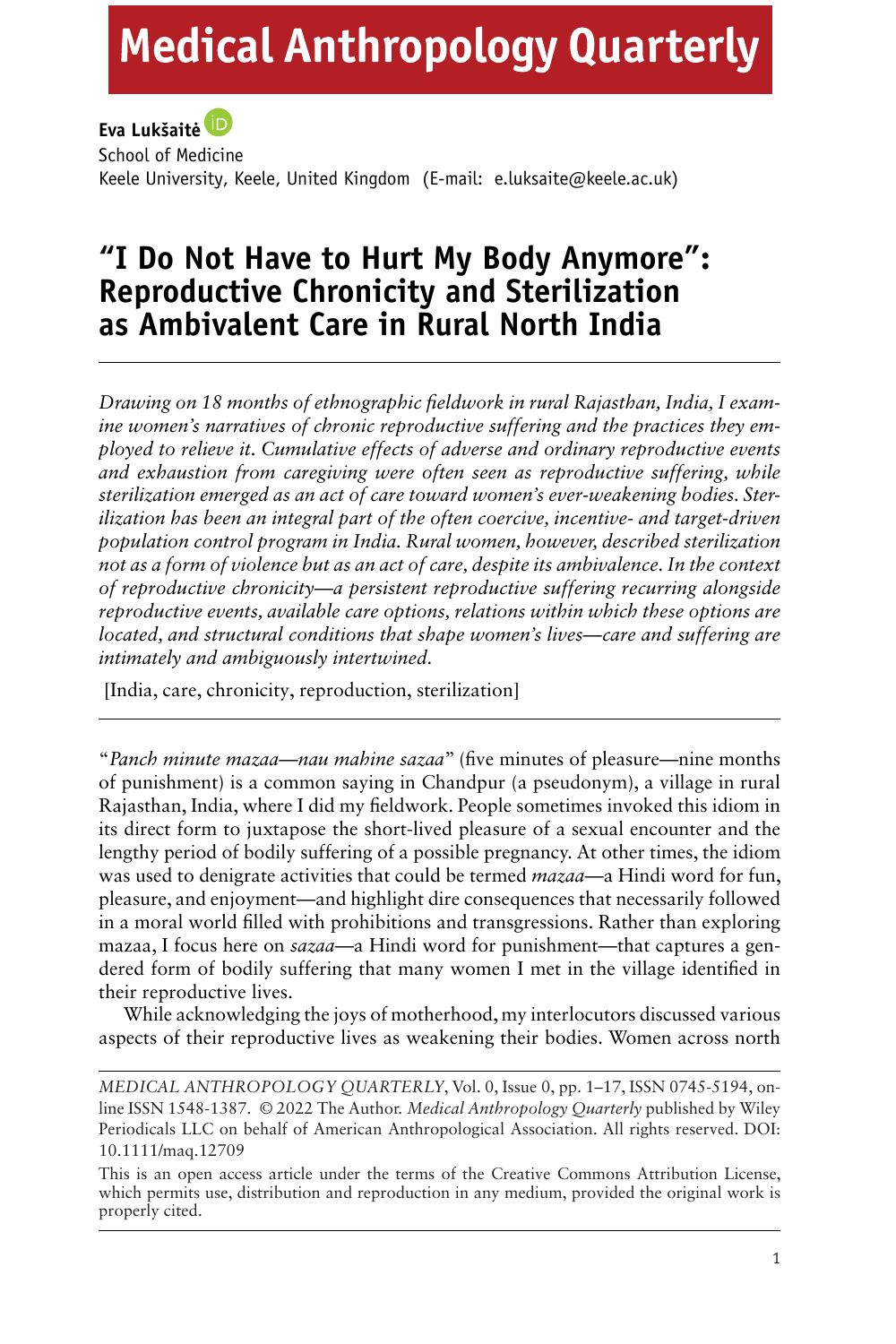# Medical Anthropology Quarterly

**Eva Lukšaitė**
School of Medicine
Keele University, Keele, United Kingdom (E-mail: e.luksaite@keele.ac.uk)

## "I Do Not Have to Hurt My Body Anymore": Reproductive Chronicity and Sterilization as Ambivalent Care in Rural North India

*Drawing on 18 months of ethnographic fieldwork in rural Rajasthan, India, I examine women's narratives of chronic reproductive suffering and the practices they employed to relieve it. Cumulative effects of adverse and ordinary reproductive events and exhaustion from caregiving were often seen as reproductive suffering, while sterilization emerged as an act of care toward women's ever-weakening bodies. Sterilization has been an integral part of the often coercive, incentive- and target-driven population control program in India. Rural women, however, described sterilization not as a form of violence but as an act of care, despite its ambivalence. In the context of reproductive chronicity—a persistent reproductive suffering recurring alongside reproductive events, available care options, relations within which these options are located, and structural conditions that shape women's lives—care and suffering are intimately and ambiguously intertwined.*

[India, care, chronicity, reproduction, sterilization]

"*Panch minute mazaa—nau mahine sazaa*" (five minutes of pleasure—nine months of punishment) is a common saying in Chandpur (a pseudonym), a village in rural Rajasthan, India, where I did my fieldwork. People sometimes invoked this idiom in its direct form to juxtapose the short-lived pleasure of a sexual encounter and the lengthy period of bodily suffering of a possible pregnancy. At other times, the idiom was used to denigrate activities that could be termed *mazaa*—a Hindi word for fun, pleasure, and enjoyment—and highlight dire consequences that necessarily followed in a moral world filled with prohibitions and transgressions. Rather than exploring mazaa, I focus here on *sazaa*—a Hindi word for punishment—that captures a gendered form of bodily suffering that many women I met in the village identified in their reproductive lives.

While acknowledging the joys of motherhood, my interlocutors discussed various aspects of their reproductive lives as weakening their bodies. Women across north

---

*MEDICAL ANTHROPOLOGY QUARTERLY*, Vol. 0, Issue 0, pp. 1–17, ISSN 0745-5194, online ISSN 1548-1387. © 2022 The Author. *Medical Anthropology Quarterly* published by Wiley Periodicals LLC on behalf of American Anthropological Association. All rights reserved. DOI: 10.1111/maq.12709

This is an open access article under the terms of the Creative Commons Attribution License, which permits use, distribution and reproduction in any medium, provided the original work is properly cited.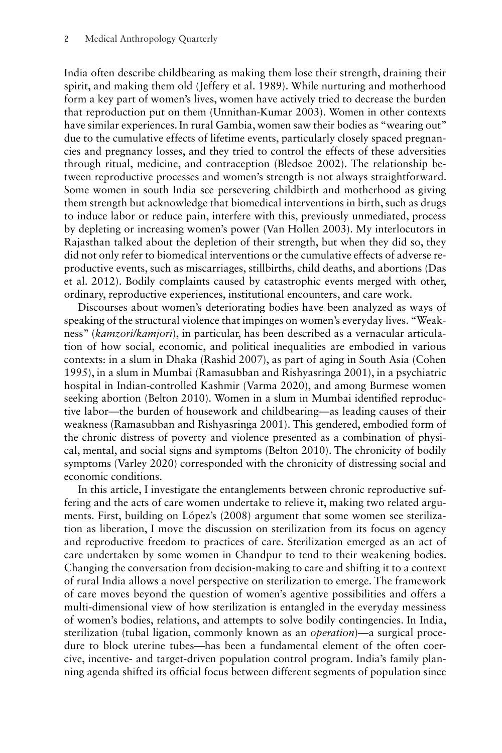India often describe childbearing as making them lose their strength, draining their spirit, and making them old (Jeffery et al. 1989). While nurturing and motherhood form a key part of women's lives, women have actively tried to decrease the burden that reproduction put on them (Unnithan-Kumar 2003). Women in other contexts have similar experiences. In rural Gambia, women saw their bodies as "wearing out" due to the cumulative effects of lifetime events, particularly closely spaced pregnancies and pregnancy losses, and they tried to control the effects of these adversities through ritual, medicine, and contraception (Bledsoe 2002). The relationship between reproductive processes and women's strength is not always straightforward. Some women in south India see persevering childbirth and motherhood as giving them strength but acknowledge that biomedical interventions in birth, such as drugs to induce labor or reduce pain, interfere with this, previously unmediated, process by depleting or increasing women's power (Van Hollen 2003). My interlocutors in Rajasthan talked about the depletion of their strength, but when they did so, they did not only refer to biomedical interventions or the cumulative effects of adverse reproductive events, such as miscarriages, stillbirths, child deaths, and abortions (Das et al. 2012). Bodily complaints caused by catastrophic events merged with other, ordinary, reproductive experiences, institutional encounters, and care work.

Discourses about women's deteriorating bodies have been analyzed as ways of speaking of the structural violence that impinges on women's everyday lives. "Weakness" (*kamzori/kamjori*), in particular, has been described as a vernacular articulation of how social, economic, and political inequalities are embodied in various contexts: in a slum in Dhaka (Rashid 2007), as part of aging in South Asia (Cohen 1995), in a slum in Mumbai (Ramasubban and Rishyasringa 2001), in a psychiatric hospital in Indian-controlled Kashmir (Varma 2020), and among Burmese women seeking abortion (Belton 2010). Women in a slum in Mumbai identified reproductive labor—the burden of housework and childbearing—as leading causes of their weakness (Ramasubban and Rishyasringa 2001). This gendered, embodied form of the chronic distress of poverty and violence presented as a combination of physical, mental, and social signs and symptoms (Belton 2010). The chronicity of bodily symptoms (Varley 2020) corresponded with the chronicity of distressing social and economic conditions.

In this article, I investigate the entanglements between chronic reproductive suffering and the acts of care women undertake to relieve it, making two related arguments. First, building on López's (2008) argument that some women see sterilization as liberation, I move the discussion on sterilization from its focus on agency and reproductive freedom to practices of care. Sterilization emerged as an act of care undertaken by some women in Chandpur to tend to their weakening bodies. Changing the conversation from decision-making to care and shifting it to a context of rural India allows a novel perspective on sterilization to emerge. The framework of care moves beyond the question of women's agentive possibilities and offers a multi-dimensional view of how sterilization is entangled in the everyday messiness of women's bodies, relations, and attempts to solve bodily contingencies. In India, sterilization (tubal ligation, commonly known as an *operation*)—a surgical procedure to block uterine tubes—has been a fundamental element of the often coercive, incentive- and target-driven population control program. India's family planning agenda shifted its official focus between different segments of population since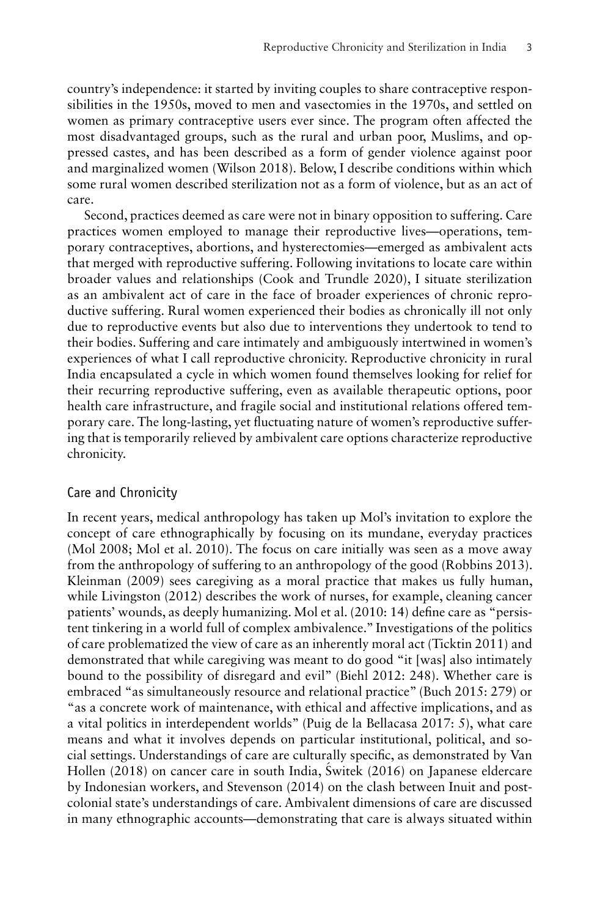country's independence: it started by inviting couples to share contraceptive responsibilities in the 1950s, moved to men and vasectomies in the 1970s, and settled on women as primary contraceptive users ever since. The program often affected the most disadvantaged groups, such as the rural and urban poor, Muslims, and oppressed castes, and has been described as a form of gender violence against poor and marginalized women (Wilson 2018). Below, I describe conditions within which some rural women described sterilization not as a form of violence, but as an act of care.

Second, practices deemed as care were not in binary opposition to suffering. Care practices women employed to manage their reproductive lives—operations, temporary contraceptives, abortions, and hysterectomies—emerged as ambivalent acts that merged with reproductive suffering. Following invitations to locate care within broader values and relationships (Cook and Trundle 2020), I situate sterilization as an ambivalent act of care in the face of broader experiences of chronic reproductive suffering. Rural women experienced their bodies as chronically ill not only due to reproductive events but also due to interventions they undertook to tend to their bodies. Suffering and care intimately and ambiguously intertwined in women's experiences of what I call reproductive chronicity. Reproductive chronicity in rural India encapsulated a cycle in which women found themselves looking for relief for their recurring reproductive suffering, even as available therapeutic options, poor health care infrastructure, and fragile social and institutional relations offered temporary care. The long-lasting, yet fluctuating nature of women's reproductive suffering that is temporarily relieved by ambivalent care options characterize reproductive chronicity.

## Care and Chronicity

In recent years, medical anthropology has taken up Mol's invitation to explore the concept of care ethnographically by focusing on its mundane, everyday practices (Mol 2008; Mol et al. 2010). The focus on care initially was seen as a move away from the anthropology of suffering to an anthropology of the good (Robbins 2013). Kleinman (2009) sees caregiving as a moral practice that makes us fully human, while Livingston (2012) describes the work of nurses, for example, cleaning cancer patients' wounds, as deeply humanizing. Mol et al. (2010: 14) define care as "persistent tinkering in a world full of complex ambivalence." Investigations of the politics of care problematized the view of care as an inherently moral act (Ticktin 2011) and demonstrated that while caregiving was meant to do good "it [was] also intimately bound to the possibility of disregard and evil" (Biehl 2012: 248). Whether care is embraced "as simultaneously resource and relational practice" (Buch 2015: 279) or "as a concrete work of maintenance, with ethical and affective implications, and as a vital politics in interdependent worlds" (Puig de la Bellacasa 2017: 5), what care means and what it involves depends on particular institutional, political, and social settings. Understandings of care are culturally specific, as demonstrated by Van Hollen (2018) on cancer care in south India, Świtek (2016) on Japanese eldercare by Indonesian workers, and Stevenson (2014) on the clash between Inuit and postcolonial state's understandings of care. Ambivalent dimensions of care are discussed in many ethnographic accounts—demonstrating that care is always situated within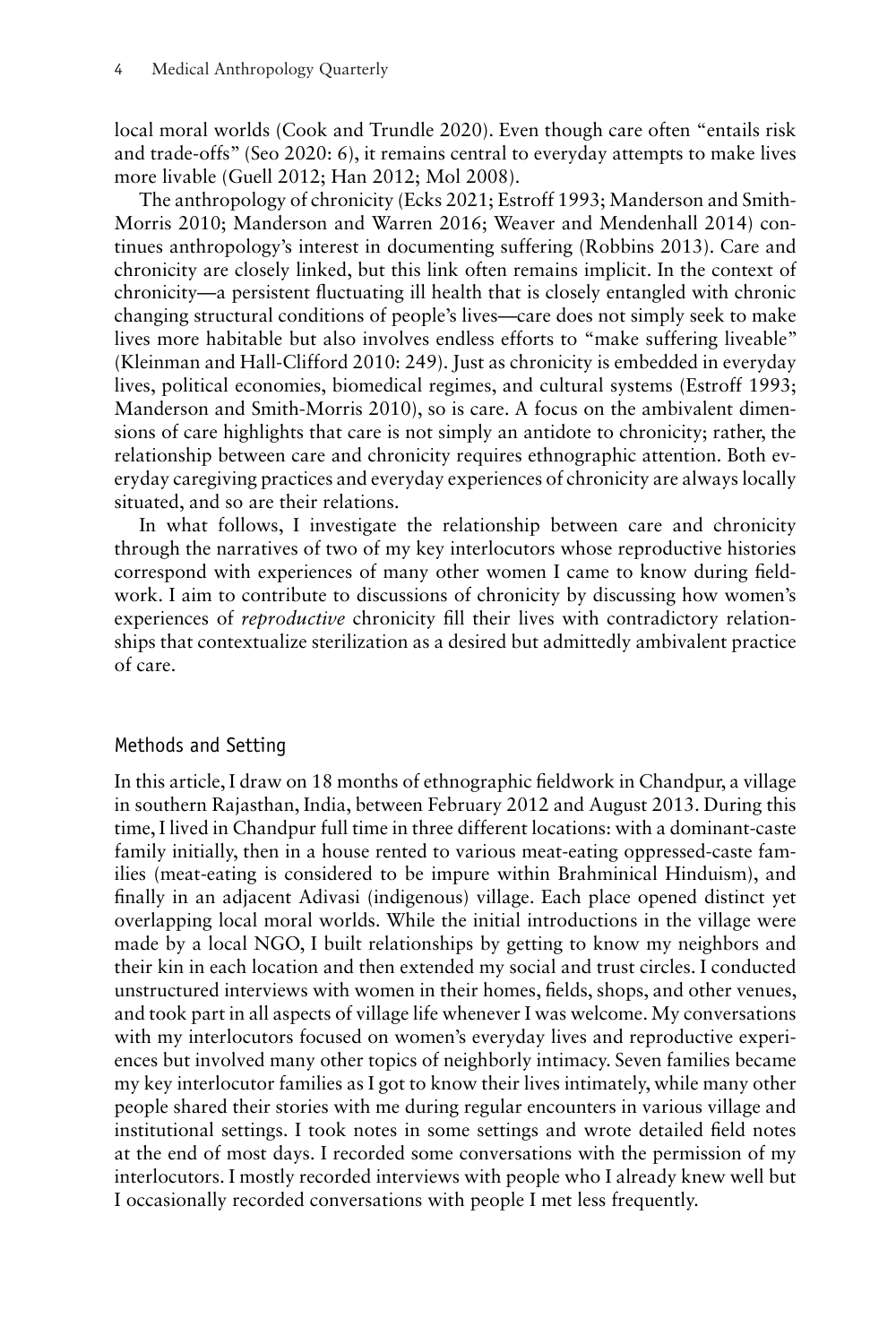local moral worlds (Cook and Trundle 2020). Even though care often "entails risk and trade-offs" (Seo 2020: 6), it remains central to everyday attempts to make lives more livable (Guell 2012; Han 2012; Mol 2008).

The anthropology of chronicity (Ecks 2021; Estroff 1993; Manderson and Smith-Morris 2010; Manderson and Warren 2016; Weaver and Mendenhall 2014) continues anthropology's interest in documenting suffering (Robbins 2013). Care and chronicity are closely linked, but this link often remains implicit. In the context of chronicity—a persistent fluctuating ill health that is closely entangled with chronic changing structural conditions of people's lives—care does not simply seek to make lives more habitable but also involves endless efforts to "make suffering liveable" (Kleinman and Hall-Clifford 2010: 249). Just as chronicity is embedded in everyday lives, political economies, biomedical regimes, and cultural systems (Estroff 1993; Manderson and Smith-Morris 2010), so is care. A focus on the ambivalent dimensions of care highlights that care is not simply an antidote to chronicity; rather, the relationship between care and chronicity requires ethnographic attention. Both everyday caregiving practices and everyday experiences of chronicity are always locally situated, and so are their relations.

In what follows, I investigate the relationship between care and chronicity through the narratives of two of my key interlocutors whose reproductive histories correspond with experiences of many other women I came to know during fieldwork. I aim to contribute to discussions of chronicity by discussing how women's experiences of *reproductive* chronicity fill their lives with contradictory relationships that contextualize sterilization as a desired but admittedly ambivalent practice of care.

## Methods and Setting

In this article, I draw on 18 months of ethnographic fieldwork in Chandpur, a village in southern Rajasthan, India, between February 2012 and August 2013. During this time, I lived in Chandpur full time in three different locations: with a dominant-caste family initially, then in a house rented to various meat-eating oppressed-caste families (meat-eating is considered to be impure within Brahminical Hinduism), and finally in an adjacent Adivasi (indigenous) village. Each place opened distinct yet overlapping local moral worlds. While the initial introductions in the village were made by a local NGO, I built relationships by getting to know my neighbors and their kin in each location and then extended my social and trust circles. I conducted unstructured interviews with women in their homes, fields, shops, and other venues, and took part in all aspects of village life whenever I was welcome. My conversations with my interlocutors focused on women's everyday lives and reproductive experiences but involved many other topics of neighborly intimacy. Seven families became my key interlocutor families as I got to know their lives intimately, while many other people shared their stories with me during regular encounters in various village and institutional settings. I took notes in some settings and wrote detailed field notes at the end of most days. I recorded some conversations with the permission of my interlocutors. I mostly recorded interviews with people who I already knew well but I occasionally recorded conversations with people I met less frequently.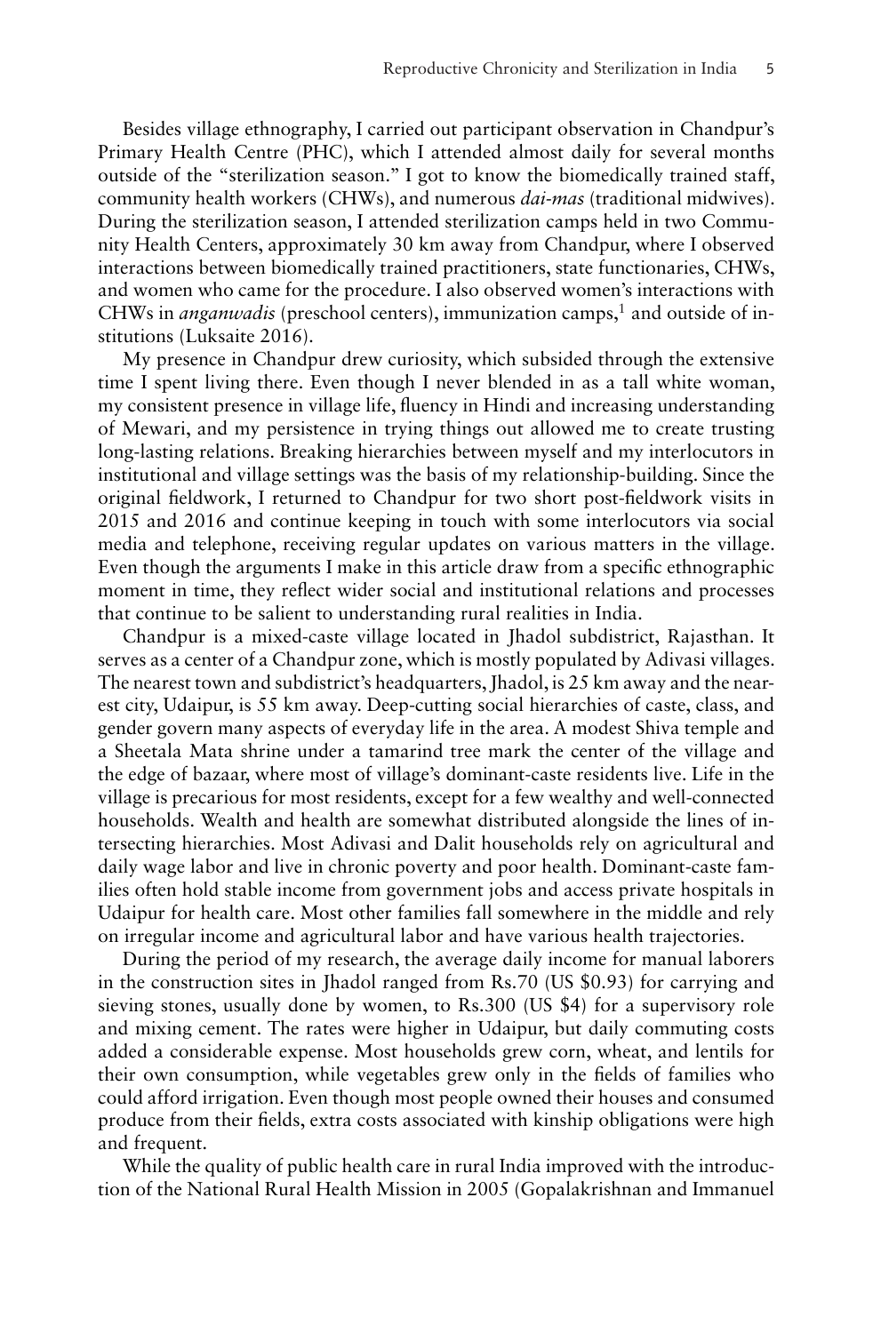Besides village ethnography, I carried out participant observation in Chandpur's Primary Health Centre (PHC), which I attended almost daily for several months outside of the "sterilization season." I got to know the biomedically trained staff, community health workers (CHWs), and numerous *dai-mas* (traditional midwives). During the sterilization season, I attended sterilization camps held in two Community Health Centers, approximately 30 km away from Chandpur, where I observed interactions between biomedically trained practitioners, state functionaries, CHWs, and women who came for the procedure. I also observed women's interactions with CHWs in *anganwadis* (preschool centers), immunization camps,[1] and outside of institutions (Luksaite 2016).

My presence in Chandpur drew curiosity, which subsided through the extensive time I spent living there. Even though I never blended in as a tall white woman, my consistent presence in village life, fluency in Hindi and increasing understanding of Mewari, and my persistence in trying things out allowed me to create trusting long-lasting relations. Breaking hierarchies between myself and my interlocutors in institutional and village settings was the basis of my relationship-building. Since the original fieldwork, I returned to Chandpur for two short post-fieldwork visits in 2015 and 2016 and continue keeping in touch with some interlocutors via social media and telephone, receiving regular updates on various matters in the village. Even though the arguments I make in this article draw from a specific ethnographic moment in time, they reflect wider social and institutional relations and processes that continue to be salient to understanding rural realities in India.

Chandpur is a mixed-caste village located in Jhadol subdistrict, Rajasthan. It serves as a center of a Chandpur zone, which is mostly populated by Adivasi villages. The nearest town and subdistrict's headquarters, Jhadol, is 25 km away and the nearest city, Udaipur, is 55 km away. Deep-cutting social hierarchies of caste, class, and gender govern many aspects of everyday life in the area. A modest Shiva temple and a Sheetala Mata shrine under a tamarind tree mark the center of the village and the edge of bazaar, where most of village's dominant-caste residents live. Life in the village is precarious for most residents, except for a few wealthy and well-connected households. Wealth and health are somewhat distributed alongside the lines of intersecting hierarchies. Most Adivasi and Dalit households rely on agricultural and daily wage labor and live in chronic poverty and poor health. Dominant-caste families often hold stable income from government jobs and access private hospitals in Udaipur for health care. Most other families fall somewhere in the middle and rely on irregular income and agricultural labor and have various health trajectories.

During the period of my research, the average daily income for manual laborers in the construction sites in Jhadol ranged from Rs.70 (US $0.93) for carrying and sieving stones, usually done by women, to Rs.300 (US $4) for a supervisory role and mixing cement. The rates were higher in Udaipur, but daily commuting costs added a considerable expense. Most households grew corn, wheat, and lentils for their own consumption, while vegetables grew only in the fields of families who could afford irrigation. Even though most people owned their houses and consumed produce from their fields, extra costs associated with kinship obligations were high and frequent.

While the quality of public health care in rural India improved with the introduction of the National Rural Health Mission in 2005 (Gopalakrishnan and Immanuel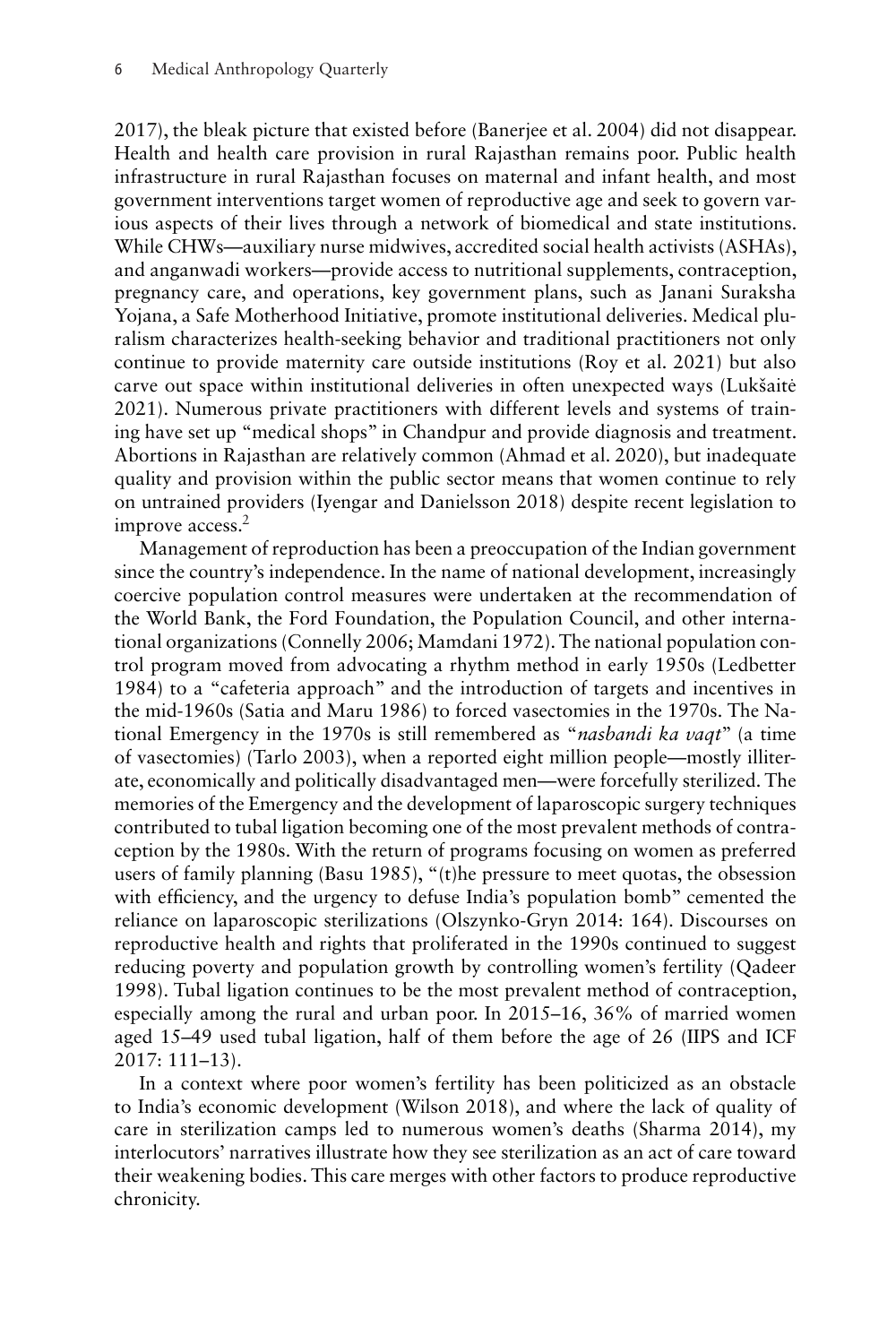2017), the bleak picture that existed before (Banerjee et al. 2004) did not disappear. Health and health care provision in rural Rajasthan remains poor. Public health infrastructure in rural Rajasthan focuses on maternal and infant health, and most government interventions target women of reproductive age and seek to govern various aspects of their lives through a network of biomedical and state institutions. While CHWs—auxiliary nurse midwives, accredited social health activists (ASHAs), and anganwadi workers—provide access to nutritional supplements, contraception, pregnancy care, and operations, key government plans, such as Janani Suraksha Yojana, a Safe Motherhood Initiative, promote institutional deliveries. Medical pluralism characterizes health-seeking behavior and traditional practitioners not only continue to provide maternity care outside institutions (Roy et al. 2021) but also carve out space within institutional deliveries in often unexpected ways (Lukšaitė 2021). Numerous private practitioners with different levels and systems of training have set up "medical shops" in Chandpur and provide diagnosis and treatment. Abortions in Rajasthan are relatively common (Ahmad et al. 2020), but inadequate quality and provision within the public sector means that women continue to rely on untrained providers (Iyengar and Danielsson 2018) despite recent legislation to improve access.[2]

Management of reproduction has been a preoccupation of the Indian government since the country's independence. In the name of national development, increasingly coercive population control measures were undertaken at the recommendation of the World Bank, the Ford Foundation, the Population Council, and other international organizations (Connelly 2006; Mamdani 1972). The national population control program moved from advocating a rhythm method in early 1950s (Ledbetter 1984) to a "cafeteria approach" and the introduction of targets and incentives in the mid-1960s (Satia and Maru 1986) to forced vasectomies in the 1970s. The National Emergency in the 1970s is still remembered as "*nasbandi ka vaqt*" (a time of vasectomies) (Tarlo 2003), when a reported eight million people—mostly illiterate, economically and politically disadvantaged men—were forcefully sterilized. The memories of the Emergency and the development of laparoscopic surgery techniques contributed to tubal ligation becoming one of the most prevalent methods of contraception by the 1980s. With the return of programs focusing on women as preferred users of family planning (Basu 1985), "(t)he pressure to meet quotas, the obsession with efficiency, and the urgency to defuse India's population bomb" cemented the reliance on laparoscopic sterilizations (Olszynko-Gryn 2014: 164). Discourses on reproductive health and rights that proliferated in the 1990s continued to suggest reducing poverty and population growth by controlling women's fertility (Qadeer 1998). Tubal ligation continues to be the most prevalent method of contraception, especially among the rural and urban poor. In 2015–16, 36% of married women aged 15–49 used tubal ligation, half of them before the age of 26 (IIPS and ICF 2017: 111–13).

In a context where poor women's fertility has been politicized as an obstacle to India's economic development (Wilson 2018), and where the lack of quality of care in sterilization camps led to numerous women's deaths (Sharma 2014), my interlocutors' narratives illustrate how they see sterilization as an act of care toward their weakening bodies. This care merges with other factors to produce reproductive chronicity.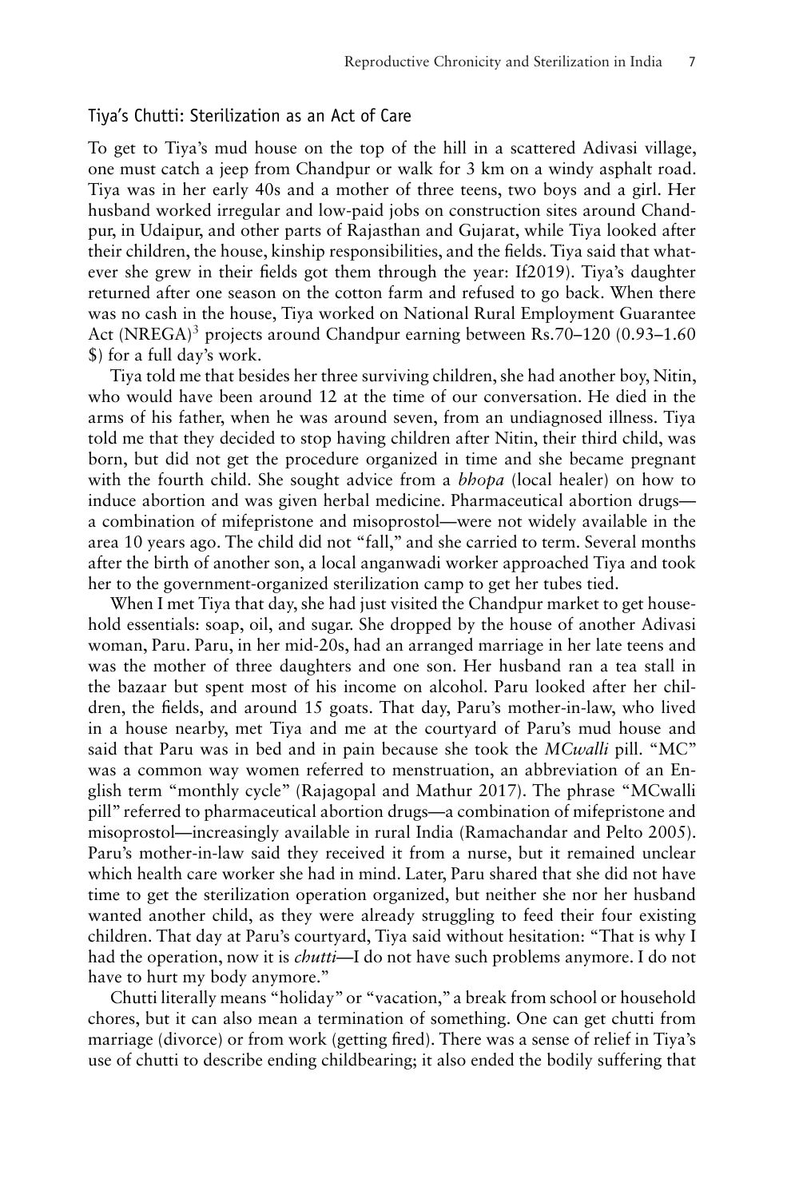## Tiya's Chutti: Sterilization as an Act of Care

To get to Tiya's mud house on the top of the hill in a scattered Adivasi village, one must catch a jeep from Chandpur or walk for 3 km on a windy asphalt road. Tiya was in her early 40s and a mother of three teens, two boys and a girl. Her husband worked irregular and low-paid jobs on construction sites around Chandpur, in Udaipur, and other parts of Rajasthan and Gujarat, while Tiya looked after their children, the house, kinship responsibilities, and the fields. Tiya said that whatever she grew in their fields got them through the year: If2019). Tiya's daughter returned after one season on the cotton farm and refused to go back. When there was no cash in the house, Tiya worked on National Rural Employment Guarantee Act (NREGA)[3] projects around Chandpur earning between Rs.70–120 (0.93–1.60 $) for a full day's work.

Tiya told me that besides her three surviving children, she had another boy, Nitin, who would have been around 12 at the time of our conversation. He died in the arms of his father, when he was around seven, from an undiagnosed illness. Tiya told me that they decided to stop having children after Nitin, their third child, was born, but did not get the procedure organized in time and she became pregnant with the fourth child. She sought advice from a *bhopa* (local healer) on how to induce abortion and was given herbal medicine. Pharmaceutical abortion drugs—a combination of mifepristone and misoprostol—were not widely available in the area 10 years ago. The child did not "fall," and she carried to term. Several months after the birth of another son, a local anganwadi worker approached Tiya and took her to the government-organized sterilization camp to get her tubes tied.

When I met Tiya that day, she had just visited the Chandpur market to get household essentials: soap, oil, and sugar. She dropped by the house of another Adivasi woman, Paru. Paru, in her mid-20s, had an arranged marriage in her late teens and was the mother of three daughters and one son. Her husband ran a tea stall in the bazaar but spent most of his income on alcohol. Paru looked after her children, the fields, and around 15 goats. That day, Paru's mother-in-law, who lived in a house nearby, met Tiya and me at the courtyard of Paru's mud house and said that Paru was in bed and in pain because she took the *MCwalli* pill. "MC" was a common way women referred to menstruation, an abbreviation of an English term "monthly cycle" (Rajagopal and Mathur 2017). The phrase "MCwalli pill" referred to pharmaceutical abortion drugs—a combination of mifepristone and misoprostol—increasingly available in rural India (Ramachandar and Pelto 2005). Paru's mother-in-law said they received it from a nurse, but it remained unclear which health care worker she had in mind. Later, Paru shared that she did not have time to get the sterilization operation organized, but neither she nor her husband wanted another child, as they were already struggling to feed their four existing children. That day at Paru's courtyard, Tiya said without hesitation: "That is why I had the operation, now it is *chutti*—I do not have such problems anymore. I do not have to hurt my body anymore."

Chutti literally means "holiday" or "vacation," a break from school or household chores, but it can also mean a termination of something. One can get chutti from marriage (divorce) or from work (getting fired). There was a sense of relief in Tiya's use of chutti to describe ending childbearing; it also ended the bodily suffering that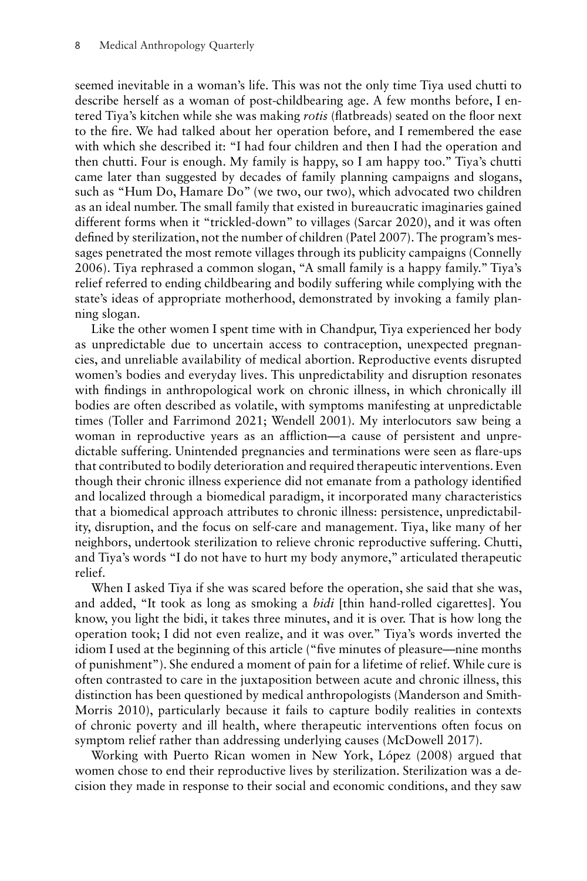seemed inevitable in a woman's life. This was not the only time Tiya used chutti to describe herself as a woman of post-childbearing age. A few months before, I entered Tiya's kitchen while she was making *rotis* (flatbreads) seated on the floor next to the fire. We had talked about her operation before, and I remembered the ease with which she described it: "I had four children and then I had the operation and then chutti. Four is enough. My family is happy, so I am happy too." Tiya's chutti came later than suggested by decades of family planning campaigns and slogans, such as "Hum Do, Hamare Do" (we two, our two), which advocated two children as an ideal number. The small family that existed in bureaucratic imaginaries gained different forms when it "trickled-down" to villages (Sarcar 2020), and it was often defined by sterilization, not the number of children (Patel 2007). The program's messages penetrated the most remote villages through its publicity campaigns (Connelly 2006). Tiya rephrased a common slogan, "A small family is a happy family." Tiya's relief referred to ending childbearing and bodily suffering while complying with the state's ideas of appropriate motherhood, demonstrated by invoking a family planning slogan.

Like the other women I spent time with in Chandpur, Tiya experienced her body as unpredictable due to uncertain access to contraception, unexpected pregnancies, and unreliable availability of medical abortion. Reproductive events disrupted women's bodies and everyday lives. This unpredictability and disruption resonates with findings in anthropological work on chronic illness, in which chronically ill bodies are often described as volatile, with symptoms manifesting at unpredictable times (Toller and Farrimond 2021; Wendell 2001). My interlocutors saw being a woman in reproductive years as an affliction—a cause of persistent and unpredictable suffering. Unintended pregnancies and terminations were seen as flare-ups that contributed to bodily deterioration and required therapeutic interventions. Even though their chronic illness experience did not emanate from a pathology identified and localized through a biomedical paradigm, it incorporated many characteristics that a biomedical approach attributes to chronic illness: persistence, unpredictability, disruption, and the focus on self-care and management. Tiya, like many of her neighbors, undertook sterilization to relieve chronic reproductive suffering. Chutti, and Tiya's words "I do not have to hurt my body anymore," articulated therapeutic relief.

When I asked Tiya if she was scared before the operation, she said that she was, and added, "It took as long as smoking a *bidi* [thin hand-rolled cigarettes]. You know, you light the bidi, it takes three minutes, and it is over. That is how long the operation took; I did not even realize, and it was over." Tiya's words inverted the idiom I used at the beginning of this article ("five minutes of pleasure—nine months of punishment"). She endured a moment of pain for a lifetime of relief. While cure is often contrasted to care in the juxtaposition between acute and chronic illness, this distinction has been questioned by medical anthropologists (Manderson and Smith-Morris 2010), particularly because it fails to capture bodily realities in contexts of chronic poverty and ill health, where therapeutic interventions often focus on symptom relief rather than addressing underlying causes (McDowell 2017).

Working with Puerto Rican women in New York, López (2008) argued that women chose to end their reproductive lives by sterilization. Sterilization was a decision they made in response to their social and economic conditions, and they saw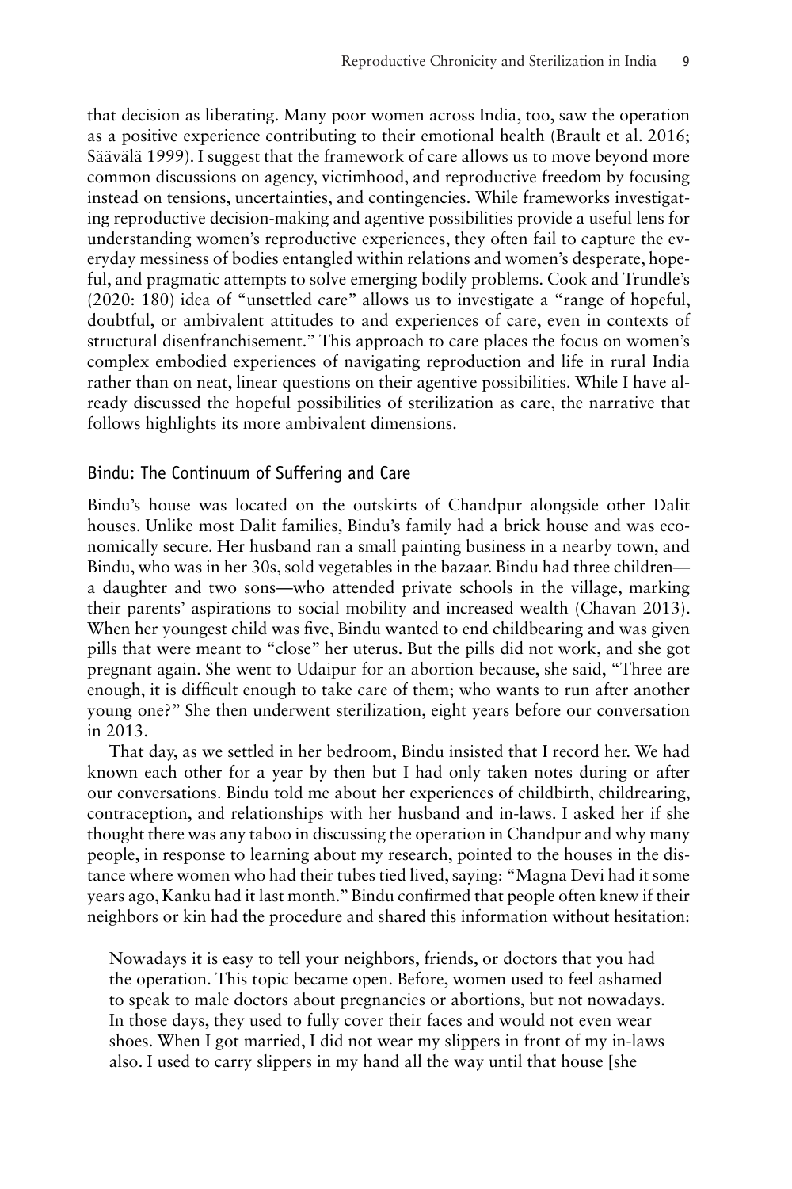that decision as liberating. Many poor women across India, too, saw the operation as a positive experience contributing to their emotional health (Brault et al. 2016; Säävälä 1999). I suggest that the framework of care allows us to move beyond more common discussions on agency, victimhood, and reproductive freedom by focusing instead on tensions, uncertainties, and contingencies. While frameworks investigating reproductive decision-making and agentive possibilities provide a useful lens for understanding women's reproductive experiences, they often fail to capture the everyday messiness of bodies entangled within relations and women's desperate, hopeful, and pragmatic attempts to solve emerging bodily problems. Cook and Trundle's (2020: 180) idea of "unsettled care" allows us to investigate a "range of hopeful, doubtful, or ambivalent attitudes to and experiences of care, even in contexts of structural disenfranchisement." This approach to care places the focus on women's complex embodied experiences of navigating reproduction and life in rural India rather than on neat, linear questions on their agentive possibilities. While I have already discussed the hopeful possibilities of sterilization as care, the narrative that follows highlights its more ambivalent dimensions.

## Bindu: The Continuum of Suffering and Care

Bindu's house was located on the outskirts of Chandpur alongside other Dalit houses. Unlike most Dalit families, Bindu's family had a brick house and was economically secure. Her husband ran a small painting business in a nearby town, and Bindu, who was in her 30s, sold vegetables in the bazaar. Bindu had three children—a daughter and two sons—who attended private schools in the village, marking their parents' aspirations to social mobility and increased wealth (Chavan 2013). When her youngest child was five, Bindu wanted to end childbearing and was given pills that were meant to "close" her uterus. But the pills did not work, and she got pregnant again. She went to Udaipur for an abortion because, she said, "Three are enough, it is difficult enough to take care of them; who wants to run after another young one?" She then underwent sterilization, eight years before our conversation in 2013.

That day, as we settled in her bedroom, Bindu insisted that I record her. We had known each other for a year by then but I had only taken notes during or after our conversations. Bindu told me about her experiences of childbirth, childrearing, contraception, and relationships with her husband and in-laws. I asked her if she thought there was any taboo in discussing the operation in Chandpur and why many people, in response to learning about my research, pointed to the houses in the distance where women who had their tubes tied lived, saying: "Magna Devi had it some years ago, Kanku had it last month." Bindu confirmed that people often knew if their neighbors or kin had the procedure and shared this information without hesitation:

> Nowadays it is easy to tell your neighbors, friends, or doctors that you had the operation. This topic became open. Before, women used to feel ashamed to speak to male doctors about pregnancies or abortions, but not nowadays. In those days, they used to fully cover their faces and would not even wear shoes. When I got married, I did not wear my slippers in front of my in-laws also. I used to carry slippers in my hand all the way until that house [she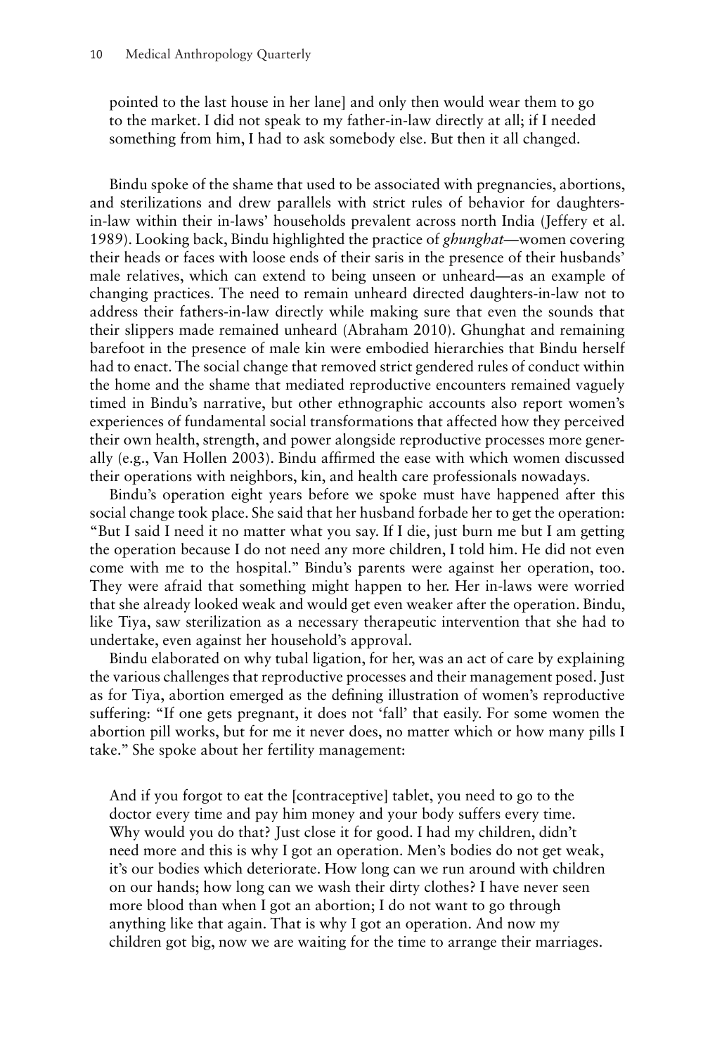pointed to the last house in her lane] and only then would wear them to go to the market. I did not speak to my father-in-law directly at all; if I needed something from him, I had to ask somebody else. But then it all changed.

Bindu spoke of the shame that used to be associated with pregnancies, abortions, and sterilizations and drew parallels with strict rules of behavior for daughters-in-law within their in-laws' households prevalent across north India (Jeffery et al. 1989). Looking back, Bindu highlighted the practice of *ghunghat*—women covering their heads or faces with loose ends of their saris in the presence of their husbands' male relatives, which can extend to being unseen or unheard—as an example of changing practices. The need to remain unheard directed daughters-in-law not to address their fathers-in-law directly while making sure that even the sounds that their slippers made remained unheard (Abraham 2010). Ghunghat and remaining barefoot in the presence of male kin were embodied hierarchies that Bindu herself had to enact. The social change that removed strict gendered rules of conduct within the home and the shame that mediated reproductive encounters remained vaguely timed in Bindu's narrative, but other ethnographic accounts also report women's experiences of fundamental social transformations that affected how they perceived their own health, strength, and power alongside reproductive processes more generally (e.g., Van Hollen 2003). Bindu affirmed the ease with which women discussed their operations with neighbors, kin, and health care professionals nowadays.

Bindu's operation eight years before we spoke must have happened after this social change took place. She said that her husband forbade her to get the operation: "But I said I need it no matter what you say. If I die, just burn me but I am getting the operation because I do not need any more children, I told him. He did not even come with me to the hospital." Bindu's parents were against her operation, too. They were afraid that something might happen to her. Her in-laws were worried that she already looked weak and would get even weaker after the operation. Bindu, like Tiya, saw sterilization as a necessary therapeutic intervention that she had to undertake, even against her household's approval.

Bindu elaborated on why tubal ligation, for her, was an act of care by explaining the various challenges that reproductive processes and their management posed. Just as for Tiya, abortion emerged as the defining illustration of women's reproductive suffering: "If one gets pregnant, it does not 'fall' that easily. For some women the abortion pill works, but for me it never does, no matter which or how many pills I take." She spoke about her fertility management:

> And if you forgot to eat the [contraceptive] tablet, you need to go to the doctor every time and pay him money and your body suffers every time. Why would you do that? Just close it for good. I had my children, didn't need more and this is why I got an operation. Men's bodies do not get weak, it's our bodies which deteriorate. How long can we run around with children on our hands; how long can we wash their dirty clothes? I have never seen more blood than when I got an abortion; I do not want to go through anything like that again. That is why I got an operation. And now my children got big, now we are waiting for the time to arrange their marriages.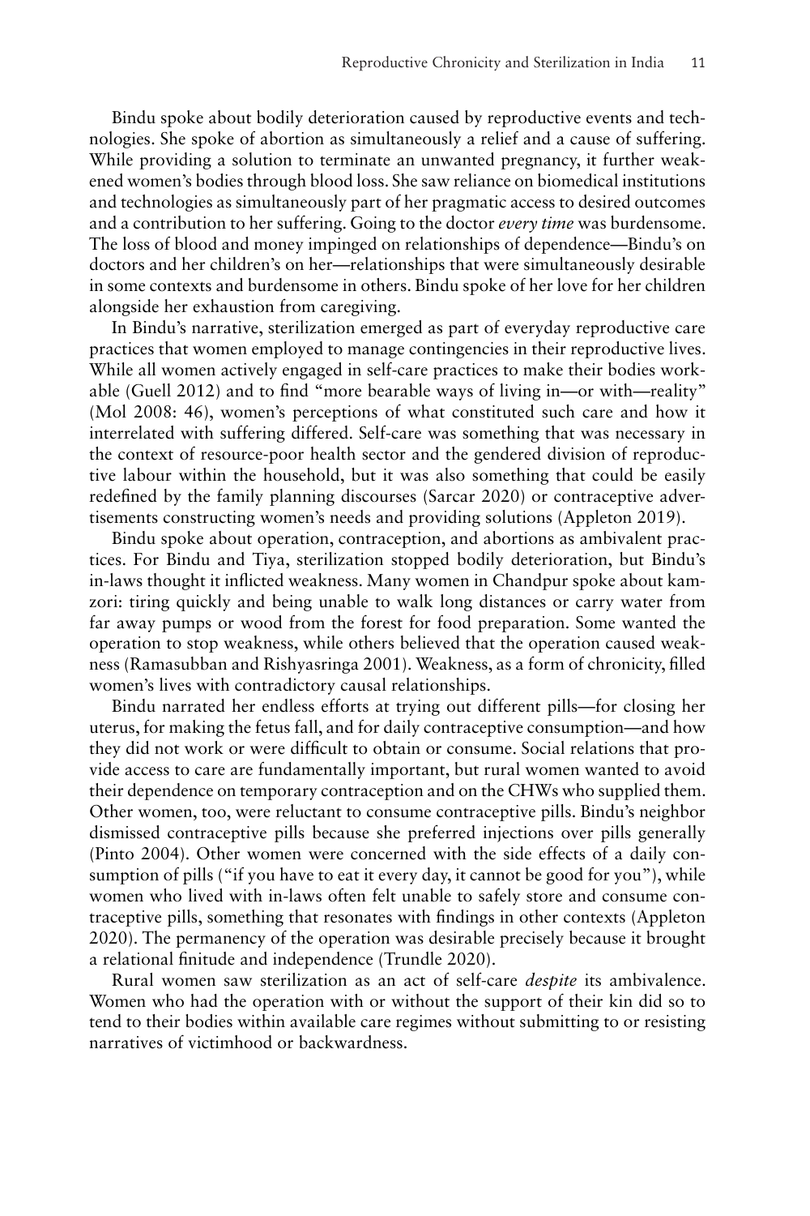Bindu spoke about bodily deterioration caused by reproductive events and technologies. She spoke of abortion as simultaneously a relief and a cause of suffering. While providing a solution to terminate an unwanted pregnancy, it further weakened women's bodies through blood loss. She saw reliance on biomedical institutions and technologies as simultaneously part of her pragmatic access to desired outcomes and a contribution to her suffering. Going to the doctor *every time* was burdensome. The loss of blood and money impinged on relationships of dependence—Bindu's on doctors and her children's on her—relationships that were simultaneously desirable in some contexts and burdensome in others. Bindu spoke of her love for her children alongside her exhaustion from caregiving.

In Bindu's narrative, sterilization emerged as part of everyday reproductive care practices that women employed to manage contingencies in their reproductive lives. While all women actively engaged in self-care practices to make their bodies workable (Guell 2012) and to find "more bearable ways of living in—or with—reality" (Mol 2008: 46), women's perceptions of what constituted such care and how it interrelated with suffering differed. Self-care was something that was necessary in the context of resource-poor health sector and the gendered division of reproductive labour within the household, but it was also something that could be easily redefined by the family planning discourses (Sarcar 2020) or contraceptive advertisements constructing women's needs and providing solutions (Appleton 2019).

Bindu spoke about operation, contraception, and abortions as ambivalent practices. For Bindu and Tiya, sterilization stopped bodily deterioration, but Bindu's in-laws thought it inflicted weakness. Many women in Chandpur spoke about kamzori: tiring quickly and being unable to walk long distances or carry water from far away pumps or wood from the forest for food preparation. Some wanted the operation to stop weakness, while others believed that the operation caused weakness (Ramasubban and Rishyasringa 2001). Weakness, as a form of chronicity, filled women's lives with contradictory causal relationships.

Bindu narrated her endless efforts at trying out different pills—for closing her uterus, for making the fetus fall, and for daily contraceptive consumption—and how they did not work or were difficult to obtain or consume. Social relations that provide access to care are fundamentally important, but rural women wanted to avoid their dependence on temporary contraception and on the CHWs who supplied them. Other women, too, were reluctant to consume contraceptive pills. Bindu's neighbor dismissed contraceptive pills because she preferred injections over pills generally (Pinto 2004). Other women were concerned with the side effects of a daily consumption of pills ("if you have to eat it every day, it cannot be good for you"), while women who lived with in-laws often felt unable to safely store and consume contraceptive pills, something that resonates with findings in other contexts (Appleton 2020). The permanency of the operation was desirable precisely because it brought a relational finitude and independence (Trundle 2020).

Rural women saw sterilization as an act of self-care *despite* its ambivalence. Women who had the operation with or without the support of their kin did so to tend to their bodies within available care regimes without submitting to or resisting narratives of victimhood or backwardness.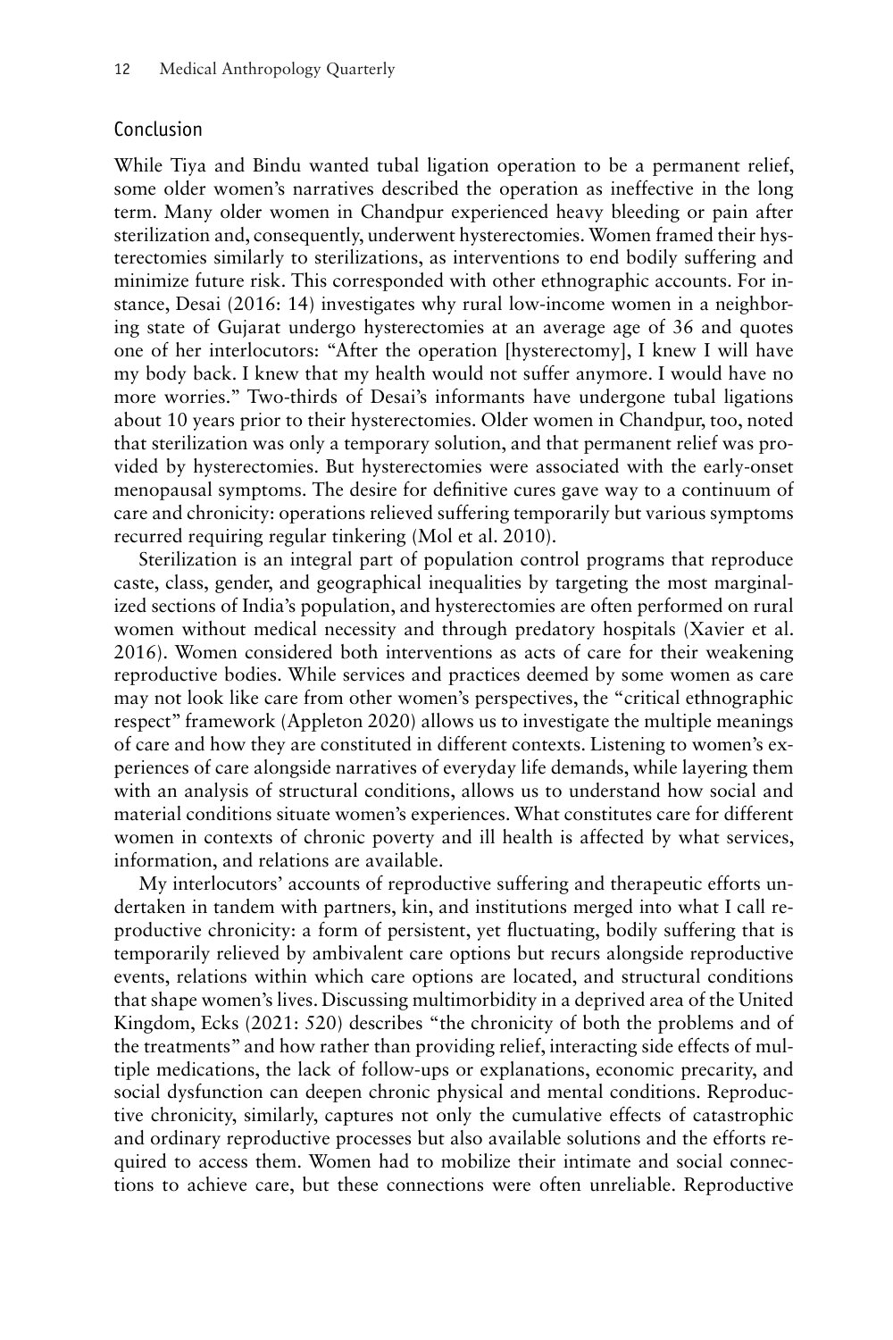## Conclusion

While Tiya and Bindu wanted tubal ligation operation to be a permanent relief, some older women's narratives described the operation as ineffective in the long term. Many older women in Chandpur experienced heavy bleeding or pain after sterilization and, consequently, underwent hysterectomies. Women framed their hysterectomies similarly to sterilizations, as interventions to end bodily suffering and minimize future risk. This corresponded with other ethnographic accounts. For instance, Desai (2016: 14) investigates why rural low-income women in a neighboring state of Gujarat undergo hysterectomies at an average age of 36 and quotes one of her interlocutors: "After the operation [hysterectomy], I knew I will have my body back. I knew that my health would not suffer anymore. I would have no more worries." Two-thirds of Desai's informants have undergone tubal ligations about 10 years prior to their hysterectomies. Older women in Chandpur, too, noted that sterilization was only a temporary solution, and that permanent relief was provided by hysterectomies. But hysterectomies were associated with the early-onset menopausal symptoms. The desire for definitive cures gave way to a continuum of care and chronicity: operations relieved suffering temporarily but various symptoms recurred requiring regular tinkering (Mol et al. 2010).

Sterilization is an integral part of population control programs that reproduce caste, class, gender, and geographical inequalities by targeting the most marginalized sections of India's population, and hysterectomies are often performed on rural women without medical necessity and through predatory hospitals (Xavier et al. 2016). Women considered both interventions as acts of care for their weakening reproductive bodies. While services and practices deemed by some women as care may not look like care from other women's perspectives, the "critical ethnographic respect" framework (Appleton 2020) allows us to investigate the multiple meanings of care and how they are constituted in different contexts. Listening to women's experiences of care alongside narratives of everyday life demands, while layering them with an analysis of structural conditions, allows us to understand how social and material conditions situate women's experiences. What constitutes care for different women in contexts of chronic poverty and ill health is affected by what services, information, and relations are available.

My interlocutors' accounts of reproductive suffering and therapeutic efforts undertaken in tandem with partners, kin, and institutions merged into what I call reproductive chronicity: a form of persistent, yet fluctuating, bodily suffering that is temporarily relieved by ambivalent care options but recurs alongside reproductive events, relations within which care options are located, and structural conditions that shape women's lives. Discussing multimorbidity in a deprived area of the United Kingdom, Ecks (2021: 520) describes "the chronicity of both the problems and of the treatments" and how rather than providing relief, interacting side effects of multiple medications, the lack of follow-ups or explanations, economic precarity, and social dysfunction can deepen chronic physical and mental conditions. Reproductive chronicity, similarly, captures not only the cumulative effects of catastrophic and ordinary reproductive processes but also available solutions and the efforts required to access them. Women had to mobilize their intimate and social connections to achieve care, but these connections were often unreliable. Reproductive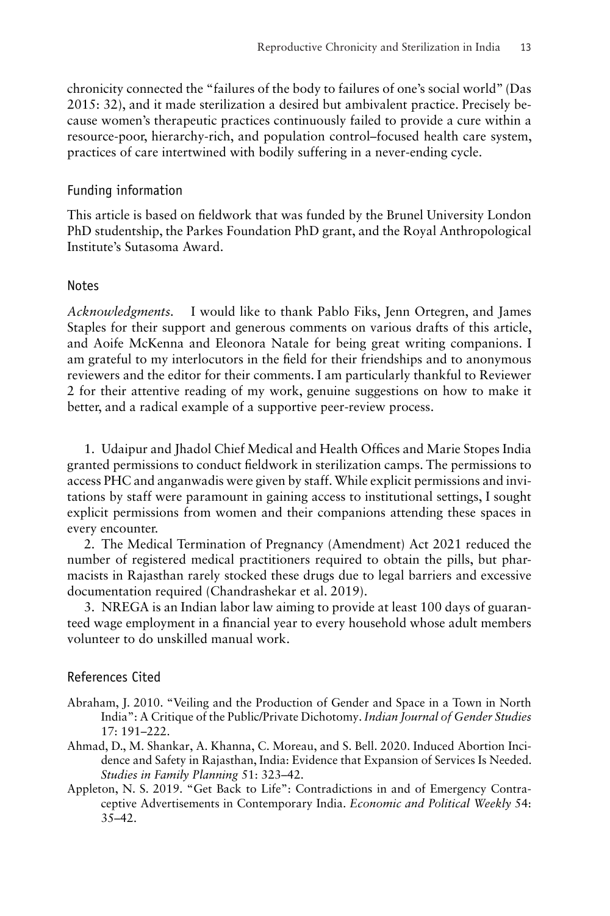chronicity connected the "failures of the body to failures of one's social world" (Das 2015: 32), and it made sterilization a desired but ambivalent practice. Precisely because women's therapeutic practices continuously failed to provide a cure within a resource-poor, hierarchy-rich, and population control–focused health care system, practices of care intertwined with bodily suffering in a never-ending cycle.

## Funding information

This article is based on fieldwork that was funded by the Brunel University London PhD studentship, the Parkes Foundation PhD grant, and the Royal Anthropological Institute's Sutasoma Award.

## Notes

*Acknowledgments.* I would like to thank Pablo Fiks, Jenn Ortegren, and James Staples for their support and generous comments on various drafts of this article, and Aoife McKenna and Eleonora Natale for being great writing companions. I am grateful to my interlocutors in the field for their friendships and to anonymous reviewers and the editor for their comments. I am particularly thankful to Reviewer 2 for their attentive reading of my work, genuine suggestions on how to make it better, and a radical example of a supportive peer-review process.

1. Udaipur and Jhadol Chief Medical and Health Offices and Marie Stopes India granted permissions to conduct fieldwork in sterilization camps. The permissions to access PHC and anganwadis were given by staff. While explicit permissions and invitations by staff were paramount in gaining access to institutional settings, I sought explicit permissions from women and their companions attending these spaces in every encounter.
2. The Medical Termination of Pregnancy (Amendment) Act 2021 reduced the number of registered medical practitioners required to obtain the pills, but pharmacists in Rajasthan rarely stocked these drugs due to legal barriers and excessive documentation required (Chandrashekar et al. 2019).
3. NREGA is an Indian labor law aiming to provide at least 100 days of guaranteed wage employment in a financial year to every household whose adult members volunteer to do unskilled manual work.

## References Cited

Abraham, J. 2010. "Veiling and the Production of Gender and Space in a Town in North India": A Critique of the Public/Private Dichotomy. *Indian Journal of Gender Studies* 17: 191–222.

Ahmad, D., M. Shankar, A. Khanna, C. Moreau, and S. Bell. 2020. Induced Abortion Incidence and Safety in Rajasthan, India: Evidence that Expansion of Services Is Needed. *Studies in Family Planning* 51: 323–42.

Appleton, N. S. 2019. "Get Back to Life": Contradictions in and of Emergency Contraceptive Advertisements in Contemporary India. *Economic and Political Weekly* 54: 35–42.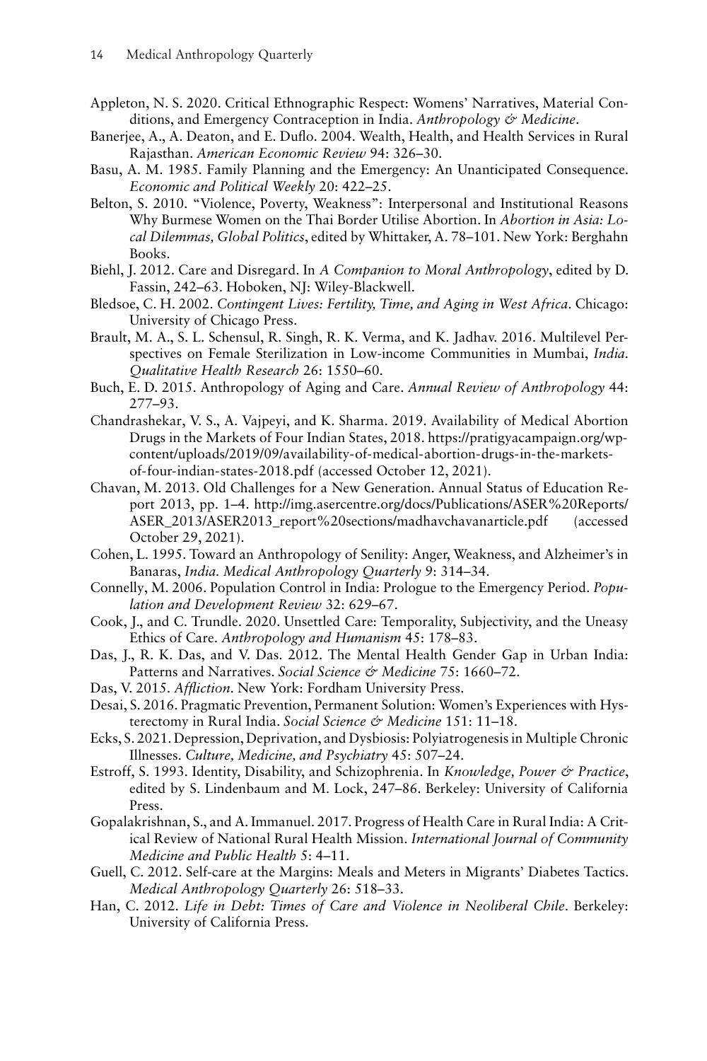Appleton, N. S. 2020. Critical Ethnographic Respect: Womens' Narratives, Material Conditions, and Emergency Contraception in India. *Anthropology & Medicine*.

Banerjee, A., A. Deaton, and E. Duflo. 2004. Wealth, Health, and Health Services in Rural Rajasthan. *American Economic Review* 94: 326–30.

Basu, A. M. 1985. Family Planning and the Emergency: An Unanticipated Consequence. *Economic and Political Weekly* 20: 422–25.

Belton, S. 2010. "Violence, Poverty, Weakness": Interpersonal and Institutional Reasons Why Burmese Women on the Thai Border Utilise Abortion. In *Abortion in Asia: Local Dilemmas, Global Politics*, edited by Whittaker, A. 78–101. New York: Berghahn Books.

Biehl, J. 2012. Care and Disregard. In *A Companion to Moral Anthropology*, edited by D. Fassin, 242–63. Hoboken, NJ: Wiley-Blackwell.

Bledsoe, C. H. 2002. *Contingent Lives: Fertility, Time, and Aging in West Africa*. Chicago: University of Chicago Press.

Brault, M. A., S. L. Schensul, R. Singh, R. K. Verma, and K. Jadhav. 2016. Multilevel Perspectives on Female Sterilization in Low-income Communities in Mumbai, *India. Qualitative Health Research* 26: 1550–60.

Buch, E. D. 2015. Anthropology of Aging and Care. *Annual Review of Anthropology* 44: 277–93.

Chandrashekar, V. S., A. Vajpeyi, and K. Sharma. 2019. Availability of Medical Abortion Drugs in the Markets of Four Indian States, 2018. https://pratigyacampaign.org/wp-content/uploads/2019/09/availability-of-medical-abortion-drugs-in-the-markets-of-four-indian-states-2018.pdf (accessed October 12, 2021).

Chavan, M. 2013. Old Challenges for a New Generation. Annual Status of Education Report 2013, pp. 1–4. http://img.asercentre.org/docs/Publications/ASER%20Reports/ASER_2013/ASER2013_report%20sections/madhavchavanarticle.pdf (accessed October 29, 2021).

Cohen, L. 1995. Toward an Anthropology of Senility: Anger, Weakness, and Alzheimer's in Banaras, *India. Medical Anthropology Quarterly* 9: 314–34.

Connelly, M. 2006. Population Control in India: Prologue to the Emergency Period. *Population and Development Review* 32: 629–67.

Cook, J., and C. Trundle. 2020. Unsettled Care: Temporality, Subjectivity, and the Uneasy Ethics of Care. *Anthropology and Humanism* 45: 178–83.

Das, J., R. K. Das, and V. Das. 2012. The Mental Health Gender Gap in Urban India: Patterns and Narratives. *Social Science & Medicine* 75: 1660–72.

Das, V. 2015. *Affliction*. New York: Fordham University Press.

Desai, S. 2016. Pragmatic Prevention, Permanent Solution: Women's Experiences with Hysterectomy in Rural India. *Social Science & Medicine* 151: 11–18.

Ecks, S. 2021. Depression, Deprivation, and Dysbiosis: Polyiatrogenesis in Multiple Chronic Illnesses. *Culture, Medicine, and Psychiatry* 45: 507–24.

Estroff, S. 1993. Identity, Disability, and Schizophrenia. In *Knowledge, Power & Practice*, edited by S. Lindenbaum and M. Lock, 247–86. Berkeley: University of California Press.

Gopalakrishnan, S., and A. Immanuel. 2017. Progress of Health Care in Rural India: A Critical Review of National Rural Health Mission. *International Journal of Community Medicine and Public Health* 5: 4–11.

Guell, C. 2012. Self-care at the Margins: Meals and Meters in Migrants' Diabetes Tactics. *Medical Anthropology Quarterly* 26: 518–33.

Han, C. 2012. *Life in Debt: Times of Care and Violence in Neoliberal Chile*. Berkeley: University of California Press.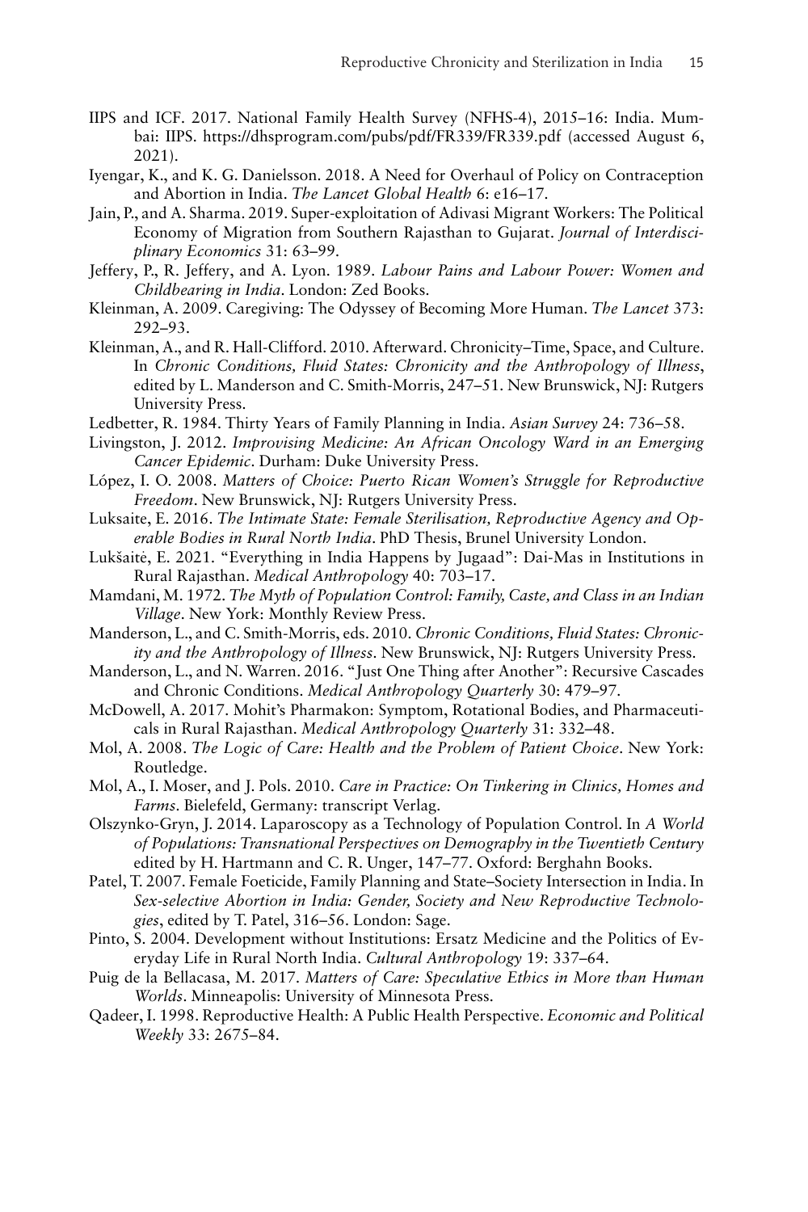IIPS and ICF. 2017. National Family Health Survey (NFHS-4), 2015–16: India. Mumbai: IIPS. https://dhsprogram.com/pubs/pdf/FR339/FR339.pdf (accessed August 6, 2021).

Iyengar, K., and K. G. Danielsson. 2018. A Need for Overhaul of Policy on Contraception and Abortion in India. *The Lancet Global Health* 6: e16–17.

Jain, P., and A. Sharma. 2019. Super-exploitation of Adivasi Migrant Workers: The Political Economy of Migration from Southern Rajasthan to Gujarat. *Journal of Interdisciplinary Economics* 31: 63–99.

Jeffery, P., R. Jeffery, and A. Lyon. 1989. *Labour Pains and Labour Power: Women and Childbearing in India*. London: Zed Books.

Kleinman, A. 2009. Caregiving: The Odyssey of Becoming More Human. *The Lancet* 373: 292–93.

Kleinman, A., and R. Hall-Clifford. 2010. Afterward. Chronicity–Time, Space, and Culture. In *Chronic Conditions, Fluid States: Chronicity and the Anthropology of Illness*, edited by L. Manderson and C. Smith-Morris, 247–51. New Brunswick, NJ: Rutgers University Press.

Ledbetter, R. 1984. Thirty Years of Family Planning in India. *Asian Survey* 24: 736–58.

Livingston, J. 2012. *Improvising Medicine: An African Oncology Ward in an Emerging Cancer Epidemic*. Durham: Duke University Press.

López, I. O. 2008. *Matters of Choice: Puerto Rican Women's Struggle for Reproductive Freedom*. New Brunswick, NJ: Rutgers University Press.

Luksaite, E. 2016. *The Intimate State: Female Sterilisation, Reproductive Agency and Operable Bodies in Rural North India*. PhD Thesis, Brunel University London.

Lukšaitė, E. 2021. "Everything in India Happens by Jugaad": Dai-Mas in Institutions in Rural Rajasthan. *Medical Anthropology* 40: 703–17.

Mamdani, M. 1972. *The Myth of Population Control: Family, Caste, and Class in an Indian Village*. New York: Monthly Review Press.

Manderson, L., and C. Smith-Morris, eds. 2010. *Chronic Conditions, Fluid States: Chronicity and the Anthropology of Illness*. New Brunswick, NJ: Rutgers University Press.

Manderson, L., and N. Warren. 2016. "Just One Thing after Another": Recursive Cascades and Chronic Conditions. *Medical Anthropology Quarterly* 30: 479–97.

McDowell, A. 2017. Mohit's Pharmakon: Symptom, Rotational Bodies, and Pharmaceuticals in Rural Rajasthan. *Medical Anthropology Quarterly* 31: 332–48.

Mol, A. 2008. *The Logic of Care: Health and the Problem of Patient Choice*. New York: Routledge.

Mol, A., I. Moser, and J. Pols. 2010. *Care in Practice: On Tinkering in Clinics, Homes and Farms*. Bielefeld, Germany: transcript Verlag.

Olszynko-Gryn, J. 2014. Laparoscopy as a Technology of Population Control. In *A World of Populations: Transnational Perspectives on Demography in the Twentieth Century* edited by H. Hartmann and C. R. Unger, 147–77. Oxford: Berghahn Books.

Patel, T. 2007. Female Foeticide, Family Planning and State–Society Intersection in India. In *Sex-selective Abortion in India: Gender, Society and New Reproductive Technologies*, edited by T. Patel, 316–56. London: Sage.

Pinto, S. 2004. Development without Institutions: Ersatz Medicine and the Politics of Everyday Life in Rural North India. *Cultural Anthropology* 19: 337–64.

Puig de la Bellacasa, M. 2017. *Matters of Care: Speculative Ethics in More than Human Worlds*. Minneapolis: University of Minnesota Press.

Qadeer, I. 1998. Reproductive Health: A Public Health Perspective. *Economic and Political Weekly* 33: 2675–84.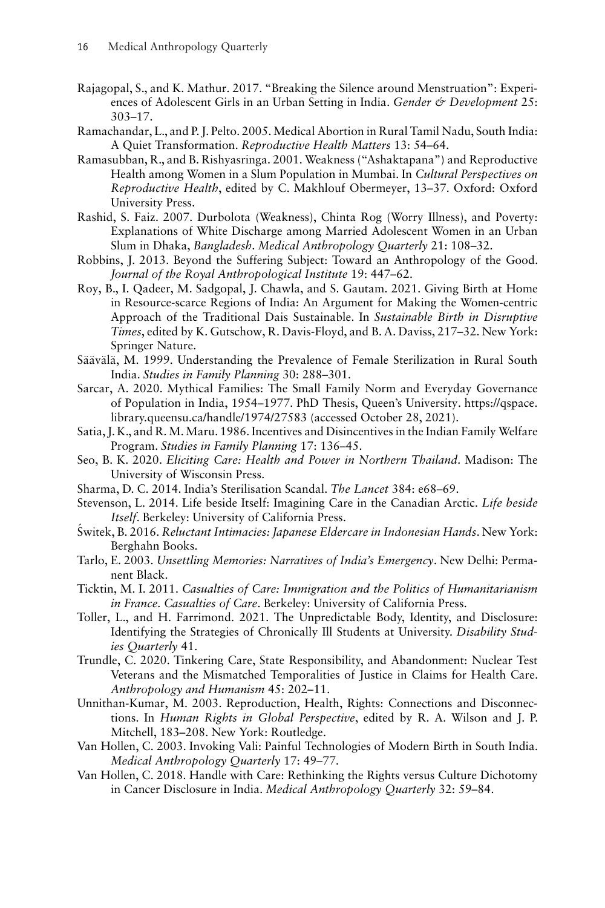Rajagopal, S., and K. Mathur. 2017. "Breaking the Silence around Menstruation": Experiences of Adolescent Girls in an Urban Setting in India. *Gender & Development* 25: 303–17.

Ramachandar, L., and P. J. Pelto. 2005. Medical Abortion in Rural Tamil Nadu, South India: A Quiet Transformation. *Reproductive Health Matters* 13: 54–64.

Ramasubban, R., and B. Rishyasringa. 2001. Weakness ("Ashaktapana") and Reproductive Health among Women in a Slum Population in Mumbai. In *Cultural Perspectives on Reproductive Health*, edited by C. Makhlouf Obermeyer, 13–37. Oxford: Oxford University Press.

Rashid, S. Faiz. 2007. Durbolota (Weakness), Chinta Rog (Worry Illness), and Poverty: Explanations of White Discharge among Married Adolescent Women in an Urban Slum in Dhaka, *Bangladesh*. *Medical Anthropology Quarterly* 21: 108–32.

Robbins, J. 2013. Beyond the Suffering Subject: Toward an Anthropology of the Good. *Journal of the Royal Anthropological Institute* 19: 447–62.

Roy, B., I. Qadeer, M. Sadgopal, J. Chawla, and S. Gautam. 2021. Giving Birth at Home in Resource-scarce Regions of India: An Argument for Making the Women-centric Approach of the Traditional Dais Sustainable. In *Sustainable Birth in Disruptive Times*, edited by K. Gutschow, R. Davis-Floyd, and B. A. Daviss, 217–32. New York: Springer Nature.

Säävälä, M. 1999. Understanding the Prevalence of Female Sterilization in Rural South India. *Studies in Family Planning* 30: 288–301.

Sarcar, A. 2020. Mythical Families: The Small Family Norm and Everyday Governance of Population in India, 1954–1977. PhD Thesis, Queen's University. https://qspace.library.queensu.ca/handle/1974/27583 (accessed October 28, 2021).

Satia, J. K., and R. M. Maru. 1986. Incentives and Disincentives in the Indian Family Welfare Program. *Studies in Family Planning* 17: 136–45.

Seo, B. K. 2020. *Eliciting Care: Health and Power in Northern Thailand*. Madison: The University of Wisconsin Press.

Sharma, D. C. 2014. India's Sterilisation Scandal. *The Lancet* 384: e68–69.

Stevenson, L. 2014. Life beside Itself: Imagining Care in the Canadian Arctic. *Life beside Itself*. Berkeley: University of California Press.

Świtek, B. 2016. *Reluctant Intimacies: Japanese Eldercare in Indonesian Hands*. New York: Berghahn Books.

Tarlo, E. 2003. *Unsettling Memories: Narratives of India's Emergency*. New Delhi: Permanent Black.

Ticktin, M. I. 2011. *Casualties of Care: Immigration and the Politics of Humanitarianism in France*. *Casualties of Care*. Berkeley: University of California Press.

Toller, L., and H. Farrimond. 2021. The Unpredictable Body, Identity, and Disclosure: Identifying the Strategies of Chronically Ill Students at University. *Disability Studies Quarterly* 41.

Trundle, C. 2020. Tinkering Care, State Responsibility, and Abandonment: Nuclear Test Veterans and the Mismatched Temporalities of Justice in Claims for Health Care. *Anthropology and Humanism* 45: 202–11.

Unnithan-Kumar, M. 2003. Reproduction, Health, Rights: Connections and Disconnections. In *Human Rights in Global Perspective*, edited by R. A. Wilson and J. P. Mitchell, 183–208. New York: Routledge.

Van Hollen, C. 2003. Invoking Vali: Painful Technologies of Modern Birth in South India. *Medical Anthropology Quarterly* 17: 49–77.

Van Hollen, C. 2018. Handle with Care: Rethinking the Rights versus Culture Dichotomy in Cancer Disclosure in India. *Medical Anthropology Quarterly* 32: 59–84.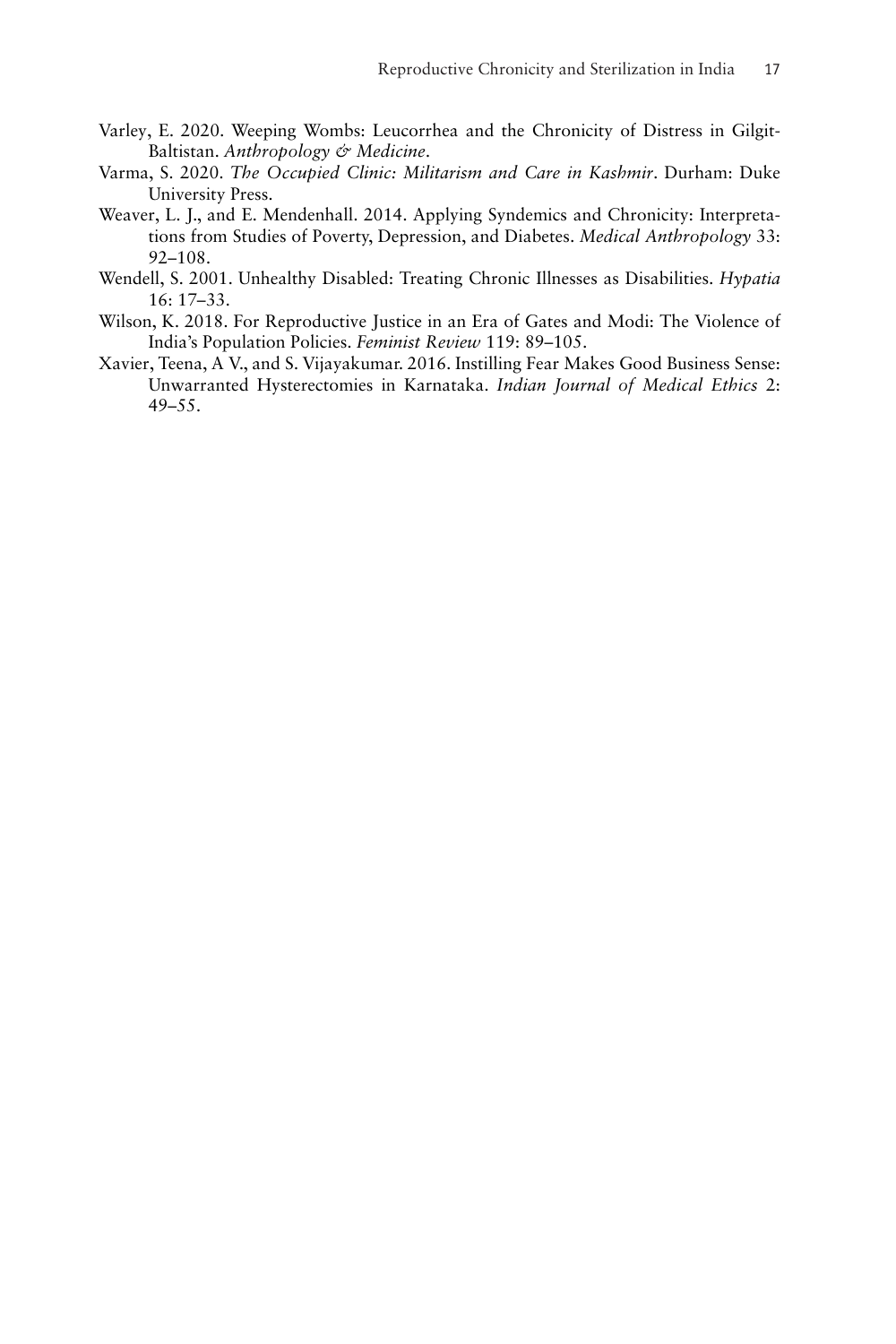Varley, E. 2020. Weeping Wombs: Leucorrhea and the Chronicity of Distress in Gilgit-Baltistan. *Anthropology & Medicine*.

Varma, S. 2020. *The Occupied Clinic: Militarism and Care in Kashmir*. Durham: Duke University Press.

Weaver, L. J., and E. Mendenhall. 2014. Applying Syndemics and Chronicity: Interpretations from Studies of Poverty, Depression, and Diabetes. *Medical Anthropology* 33: 92–108.

Wendell, S. 2001. Unhealthy Disabled: Treating Chronic Illnesses as Disabilities. *Hypatia* 16: 17–33.

Wilson, K. 2018. For Reproductive Justice in an Era of Gates and Modi: The Violence of India's Population Policies. *Feminist Review* 119: 89–105.

Xavier, Teena, A V., and S. Vijayakumar. 2016. Instilling Fear Makes Good Business Sense: Unwarranted Hysterectomies in Karnataka. *Indian Journal of Medical Ethics* 2: 49–55.